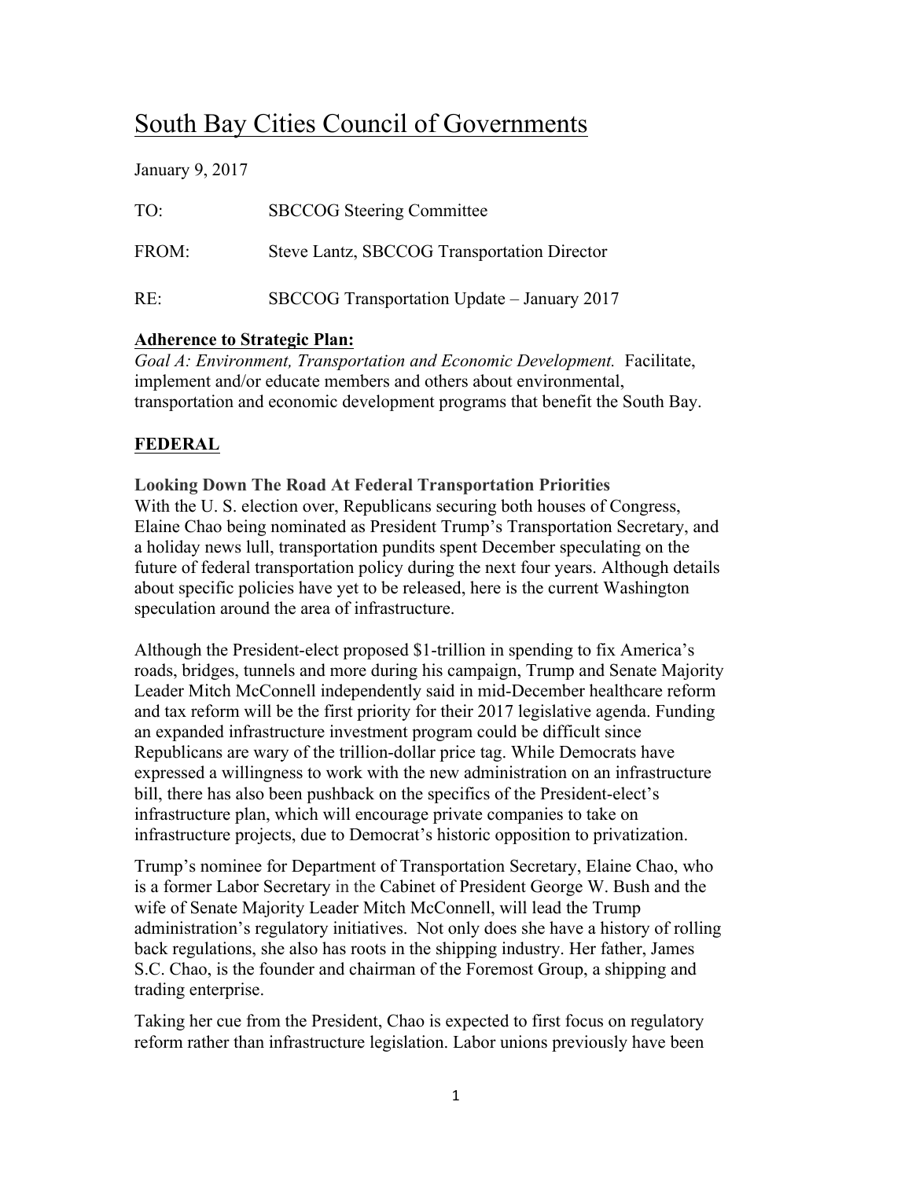# South Bay Cities Council of Governments

January 9, 2017

TO: SBCCOG Steering Committee

FROM: Steve Lantz, SBCCOG Transportation Director

RE: SBCCOG Transportation Update – January 2017

**Adherence to Strategic Plan:**
*Goal A: Environment, Transportation and Economic Development.* Facilitate, implement and/or educate members and others about environmental, transportation and economic development programs that benefit the South Bay.

## FEDERAL

**Looking Down The Road At Federal Transportation Priorities**
With the U. S. election over, Republicans securing both houses of Congress, Elaine Chao being nominated as President Trump's Transportation Secretary, and a holiday news lull, transportation pundits spent December speculating on the future of federal transportation policy during the next four years. Although details about specific policies have yet to be released, here is the current Washington speculation around the area of infrastructure.

Although the President-elect proposed $1-trillion in spending to fix America's roads, bridges, tunnels and more during his campaign, Trump and Senate Majority Leader Mitch McConnell independently said in mid-December healthcare reform and tax reform will be the first priority for their 2017 legislative agenda. Funding an expanded infrastructure investment program could be difficult since Republicans are wary of the trillion-dollar price tag. While Democrats have expressed a willingness to work with the new administration on an infrastructure bill, there has also been pushback on the specifics of the President-elect's infrastructure plan, which will encourage private companies to take on infrastructure projects, due to Democrat's historic opposition to privatization.

Trump's nominee for Department of Transportation Secretary, Elaine Chao, who is a former Labor Secretary in the Cabinet of President George W. Bush and the wife of Senate Majority Leader Mitch McConnell, will lead the Trump administration's regulatory initiatives. Not only does she have a history of rolling back regulations, she also has roots in the shipping industry. Her father, James S.C. Chao, is the founder and chairman of the Foremost Group, a shipping and trading enterprise.

Taking her cue from the President, Chao is expected to first focus on regulatory reform rather than infrastructure legislation. Labor unions previously have been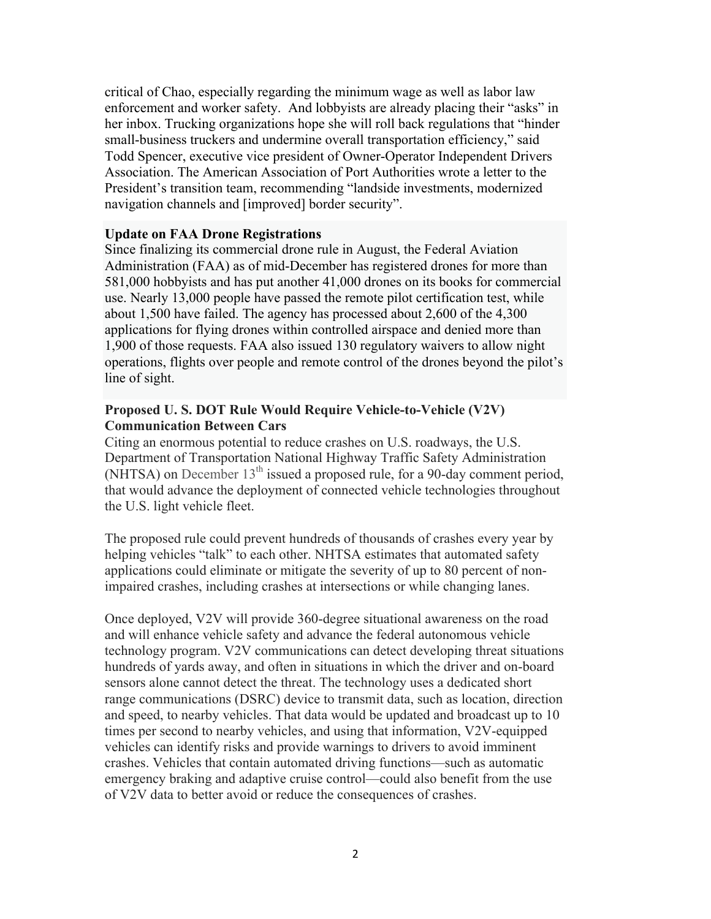critical of Chao, especially regarding the minimum wage as well as labor law enforcement and worker safety. And lobbyists are already placing their "asks" in her inbox. Trucking organizations hope she will roll back regulations that "hinder small-business truckers and undermine overall transportation efficiency," said Todd Spencer, executive vice president of Owner-Operator Independent Drivers Association. The American Association of Port Authorities wrote a letter to the President's transition team, recommending "landside investments, modernized navigation channels and [improved] border security".

**Update on FAA Drone Registrations**

Since finalizing its commercial drone rule in August, the Federal Aviation Administration (FAA) as of mid-December has registered drones for more than 581,000 hobbyists and has put another 41,000 drones on its books for commercial use. Nearly 13,000 people have passed the remote pilot certification test, while about 1,500 have failed. The agency has processed about 2,600 of the 4,300 applications for flying drones within controlled airspace and denied more than 1,900 of those requests. FAA also issued 130 regulatory waivers to allow night operations, flights over people and remote control of the drones beyond the pilot's line of sight.

**Proposed U. S. DOT Rule Would Require Vehicle-to-Vehicle (V2V) Communication Between Cars**

Citing an enormous potential to reduce crashes on U.S. roadways, the U.S. Department of Transportation National Highway Traffic Safety Administration (NHTSA) on December 13th issued a proposed rule, for a 90-day comment period, that would advance the deployment of connected vehicle technologies throughout the U.S. light vehicle fleet.

The proposed rule could prevent hundreds of thousands of crashes every year by helping vehicles "talk" to each other. NHTSA estimates that automated safety applications could eliminate or mitigate the severity of up to 80 percent of non-impaired crashes, including crashes at intersections or while changing lanes.

Once deployed, V2V will provide 360-degree situational awareness on the road and will enhance vehicle safety and advance the federal autonomous vehicle technology program. V2V communications can detect developing threat situations hundreds of yards away, and often in situations in which the driver and on-board sensors alone cannot detect the threat. The technology uses a dedicated short range communications (DSRC) device to transmit data, such as location, direction and speed, to nearby vehicles. That data would be updated and broadcast up to 10 times per second to nearby vehicles, and using that information, V2V-equipped vehicles can identify risks and provide warnings to drivers to avoid imminent crashes. Vehicles that contain automated driving functions—such as automatic emergency braking and adaptive cruise control—could also benefit from the use of V2V data to better avoid or reduce the consequences of crashes.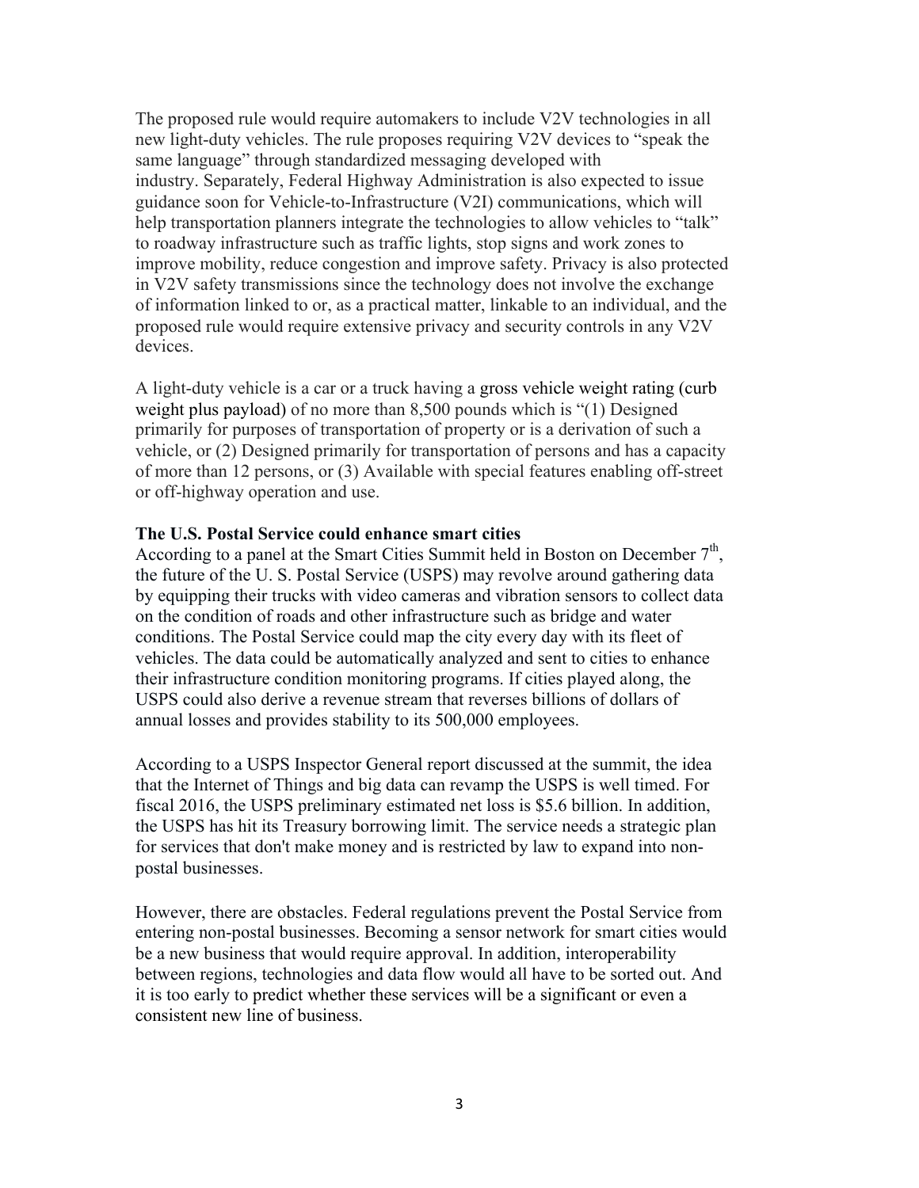The proposed rule would require automakers to include V2V technologies in all new light-duty vehicles. The rule proposes requiring V2V devices to "speak the same language" through standardized messaging developed with industry. Separately, Federal Highway Administration is also expected to issue guidance soon for Vehicle-to-Infrastructure (V2I) communications, which will help transportation planners integrate the technologies to allow vehicles to "talk" to roadway infrastructure such as traffic lights, stop signs and work zones to improve mobility, reduce congestion and improve safety. Privacy is also protected in V2V safety transmissions since the technology does not involve the exchange of information linked to or, as a practical matter, linkable to an individual, and the proposed rule would require extensive privacy and security controls in any V2V devices.

A light-duty vehicle is a car or a truck having a gross vehicle weight rating (curb weight plus payload) of no more than 8,500 pounds which is "(1) Designed primarily for purposes of transportation of property or is a derivation of such a vehicle, or (2) Designed primarily for transportation of persons and has a capacity of more than 12 persons, or (3) Available with special features enabling off-street or off-highway operation and use.

**The U.S. Postal Service could enhance smart cities**

According to a panel at the Smart Cities Summit held in Boston on December 7th, the future of the U. S. Postal Service (USPS) may revolve around gathering data by equipping their trucks with video cameras and vibration sensors to collect data on the condition of roads and other infrastructure such as bridge and water conditions. The Postal Service could map the city every day with its fleet of vehicles. The data could be automatically analyzed and sent to cities to enhance their infrastructure condition monitoring programs. If cities played along, the USPS could also derive a revenue stream that reverses billions of dollars of annual losses and provides stability to its 500,000 employees.

According to a USPS Inspector General report discussed at the summit, the idea that the Internet of Things and big data can revamp the USPS is well timed. For fiscal 2016, the USPS preliminary estimated net loss is $5.6 billion. In addition, the USPS has hit its Treasury borrowing limit. The service needs a strategic plan for services that don't make money and is restricted by law to expand into non-postal businesses.

However, there are obstacles. Federal regulations prevent the Postal Service from entering non-postal businesses. Becoming a sensor network for smart cities would be a new business that would require approval. In addition, interoperability between regions, technologies and data flow would all have to be sorted out. And it is too early to predict whether these services will be a significant or even a consistent new line of business.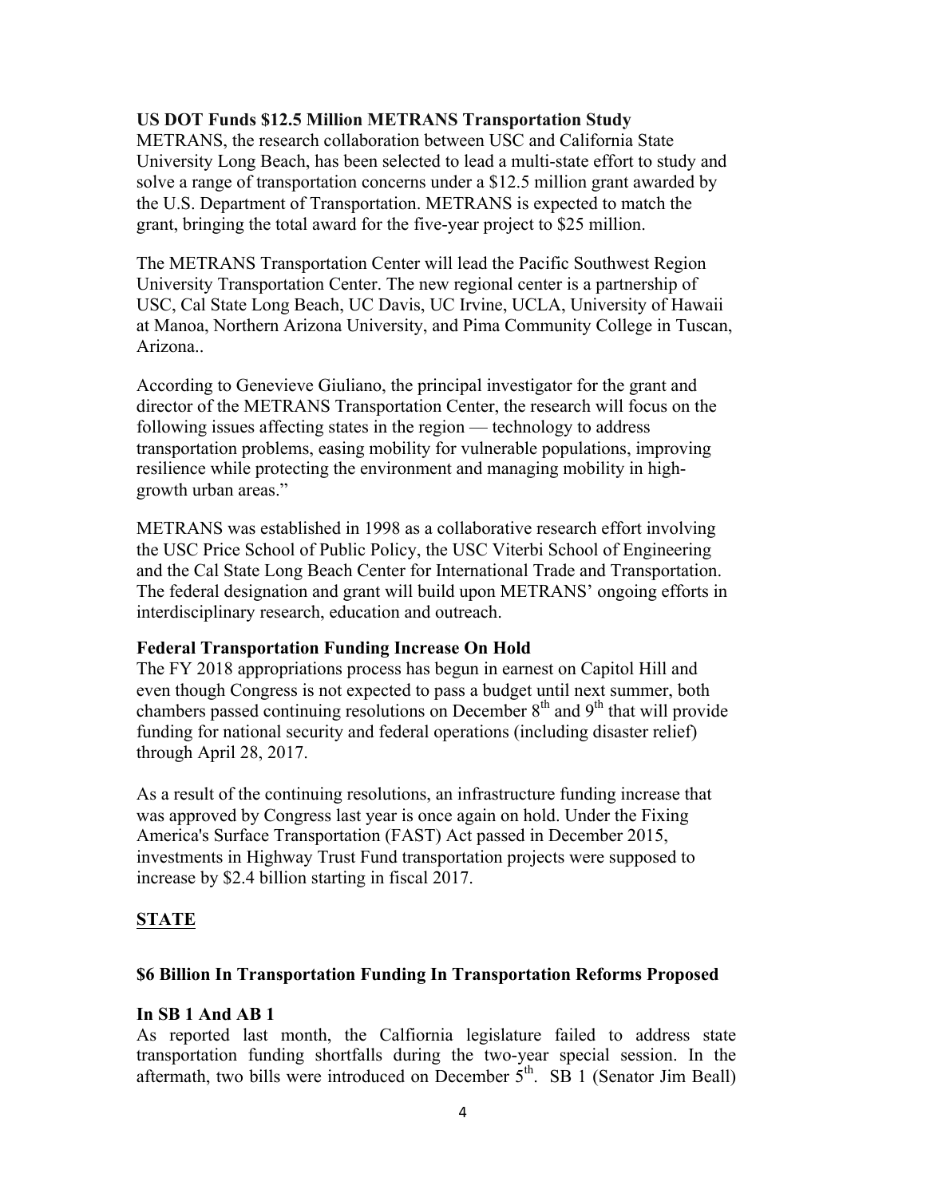**US DOT Funds $12.5 Million METRANS Transportation Study**
METRANS, the research collaboration between USC and California State University Long Beach, has been selected to lead a multi-state effort to study and solve a range of transportation concerns under a $12.5 million grant awarded by the U.S. Department of Transportation. METRANS is expected to match the grant, bringing the total award for the five-year project to $25 million.

The METRANS Transportation Center will lead the Pacific Southwest Region University Transportation Center. The new regional center is a partnership of USC, Cal State Long Beach, UC Davis, UC Irvine, UCLA, University of Hawaii at Manoa, Northern Arizona University, and Pima Community College in Tuscan, Arizona..

According to Genevieve Giuliano, the principal investigator for the grant and director of the METRANS Transportation Center, the research will focus on the following issues affecting states in the region — technology to address transportation problems, easing mobility for vulnerable populations, improving resilience while protecting the environment and managing mobility in high-growth urban areas."

METRANS was established in 1998 as a collaborative research effort involving the USC Price School of Public Policy, the USC Viterbi School of Engineering and the Cal State Long Beach Center for International Trade and Transportation. The federal designation and grant will build upon METRANS' ongoing efforts in interdisciplinary research, education and outreach.

**Federal Transportation Funding Increase On Hold**
The FY 2018 appropriations process has begun in earnest on Capitol Hill and even though Congress is not expected to pass a budget until next summer, both chambers passed continuing resolutions on December 8th and 9th that will provide funding for national security and federal operations (including disaster relief) through April 28, 2017.

As a result of the continuing resolutions, an infrastructure funding increase that was approved by Congress last year is once again on hold. Under the Fixing America's Surface Transportation (FAST) Act passed in December 2015, investments in Highway Trust Fund transportation projects were supposed to increase by $2.4 billion starting in fiscal 2017.

## STATE

**$6 Billion In Transportation Funding In Transportation Reforms Proposed**

**In SB 1 And AB 1**
As reported last month, the Calfiornia legislature failed to address state transportation funding shortfalls during the two-year special session. In the aftermath, two bills were introduced on December 5th. SB 1 (Senator Jim Beall)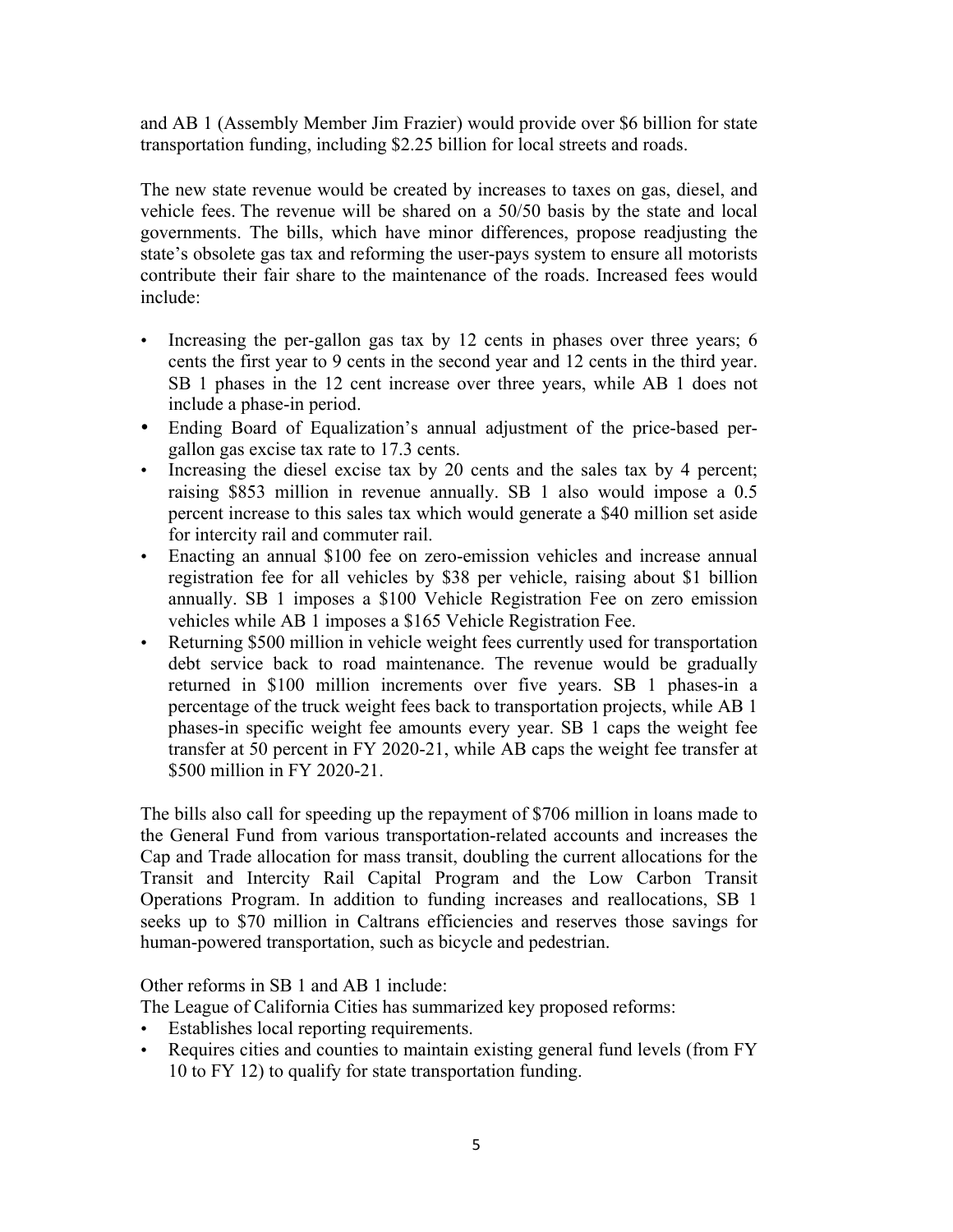and AB 1 (Assembly Member Jim Frazier) would provide over $6 billion for state transportation funding, including $2.25 billion for local streets and roads.

The new state revenue would be created by increases to taxes on gas, diesel, and vehicle fees. The revenue will be shared on a 50/50 basis by the state and local governments. The bills, which have minor differences, propose readjusting the state's obsolete gas tax and reforming the user-pays system to ensure all motorists contribute their fair share to the maintenance of the roads. Increased fees would include:

- Increasing the per-gallon gas tax by 12 cents in phases over three years; 6 cents the first year to 9 cents in the second year and 12 cents in the third year. SB 1 phases in the 12 cent increase over three years, while AB 1 does not include a phase-in period.
- Ending Board of Equalization's annual adjustment of the price-based per-gallon gas excise tax rate to 17.3 cents.
- Increasing the diesel excise tax by 20 cents and the sales tax by 4 percent; raising $853 million in revenue annually. SB 1 also would impose a 0.5 percent increase to this sales tax which would generate a $40 million set aside for intercity rail and commuter rail.
- Enacting an annual $100 fee on zero-emission vehicles and increase annual registration fee for all vehicles by $38 per vehicle, raising about $1 billion annually. SB 1 imposes a $100 Vehicle Registration Fee on zero emission vehicles while AB 1 imposes a $165 Vehicle Registration Fee.
- Returning $500 million in vehicle weight fees currently used for transportation debt service back to road maintenance. The revenue would be gradually returned in $100 million increments over five years. SB 1 phases-in a percentage of the truck weight fees back to transportation projects, while AB 1 phases-in specific weight fee amounts every year. SB 1 caps the weight fee transfer at 50 percent in FY 2020-21, while AB caps the weight fee transfer at $500 million in FY 2020-21.

The bills also call for speeding up the repayment of $706 million in loans made to the General Fund from various transportation-related accounts and increases the Cap and Trade allocation for mass transit, doubling the current allocations for the Transit and Intercity Rail Capital Program and the Low Carbon Transit Operations Program. In addition to funding increases and reallocations, SB 1 seeks up to $70 million in Caltrans efficiencies and reserves those savings for human-powered transportation, such as bicycle and pedestrian.

Other reforms in SB 1 and AB 1 include:
The League of California Cities has summarized key proposed reforms:

- Establishes local reporting requirements.
- Requires cities and counties to maintain existing general fund levels (from FY 10 to FY 12) to qualify for state transportation funding.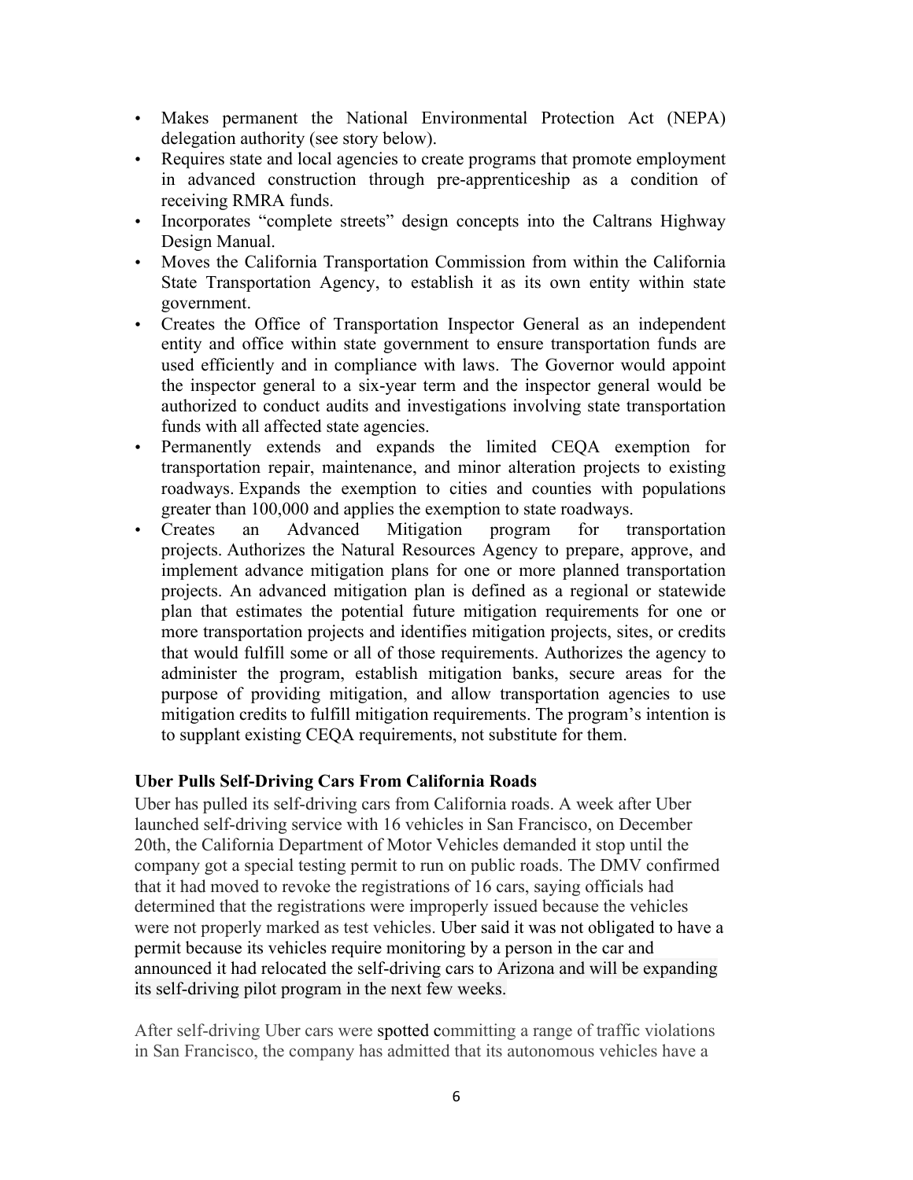- Makes permanent the National Environmental Protection Act (NEPA) delegation authority (see story below).
- Requires state and local agencies to create programs that promote employment in advanced construction through pre-apprenticeship as a condition of receiving RMRA funds.
- Incorporates "complete streets" design concepts into the Caltrans Highway Design Manual.
- Moves the California Transportation Commission from within the California State Transportation Agency, to establish it as its own entity within state government.
- Creates the Office of Transportation Inspector General as an independent entity and office within state government to ensure transportation funds are used efficiently and in compliance with laws. The Governor would appoint the inspector general to a six-year term and the inspector general would be authorized to conduct audits and investigations involving state transportation funds with all affected state agencies.
- Permanently extends and expands the limited CEQA exemption for transportation repair, maintenance, and minor alteration projects to existing roadways. Expands the exemption to cities and counties with populations greater than 100,000 and applies the exemption to state roadways.
- Creates an Advanced Mitigation program for transportation projects. Authorizes the Natural Resources Agency to prepare, approve, and implement advance mitigation plans for one or more planned transportation projects. An advanced mitigation plan is defined as a regional or statewide plan that estimates the potential future mitigation requirements for one or more transportation projects and identifies mitigation projects, sites, or credits that would fulfill some or all of those requirements. Authorizes the agency to administer the program, establish mitigation banks, secure areas for the purpose of providing mitigation, and allow transportation agencies to use mitigation credits to fulfill mitigation requirements. The program's intention is to supplant existing CEQA requirements, not substitute for them.

**Uber Pulls Self-Driving Cars From California Roads**

Uber has pulled its self-driving cars from California roads. A week after Uber launched self-driving service with 16 vehicles in San Francisco, on December 20th, the California Department of Motor Vehicles demanded it stop until the company got a special testing permit to run on public roads. The DMV confirmed that it had moved to revoke the registrations of 16 cars, saying officials had determined that the registrations were improperly issued because the vehicles were not properly marked as test vehicles. Uber said it was not obligated to have a permit because its vehicles require monitoring by a person in the car and announced it had relocated the self-driving cars to Arizona and will be expanding its self-driving pilot program in the next few weeks.

After self-driving Uber cars were spotted committing a range of traffic violations in San Francisco, the company has admitted that its autonomous vehicles have a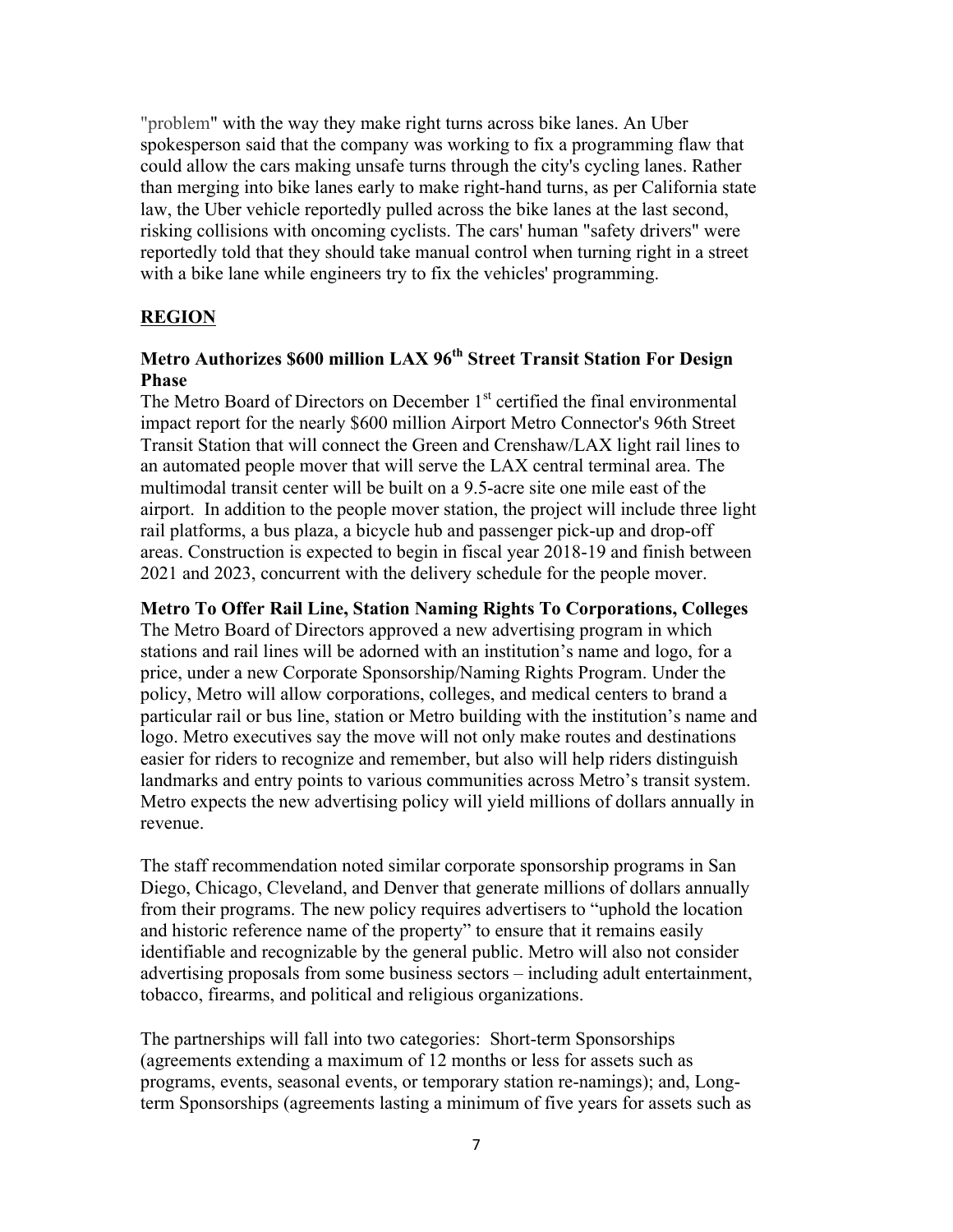"problem" with the way they make right turns across bike lanes. An Uber spokesperson said that the company was working to fix a programming flaw that could allow the cars making unsafe turns through the city's cycling lanes. Rather than merging into bike lanes early to make right-hand turns, as per California state law, the Uber vehicle reportedly pulled across the bike lanes at the last second, risking collisions with oncoming cyclists. The cars' human "safety drivers" were reportedly told that they should take manual control when turning right in a street with a bike lane while engineers try to fix the vehicles' programming.

## REGION

### Metro Authorizes $600 million LAX 96th Street Transit Station For Design Phase

The Metro Board of Directors on December 1st certified the final environmental impact report for the nearly $600 million Airport Metro Connector's 96th Street Transit Station that will connect the Green and Crenshaw/LAX light rail lines to an automated people mover that will serve the LAX central terminal area. The multimodal transit center will be built on a 9.5-acre site one mile east of the airport. In addition to the people mover station, the project will include three light rail platforms, a bus plaza, a bicycle hub and passenger pick-up and drop-off areas. Construction is expected to begin in fiscal year 2018-19 and finish between 2021 and 2023, concurrent with the delivery schedule for the people mover.

### Metro To Offer Rail Line, Station Naming Rights To Corporations, Colleges

The Metro Board of Directors approved a new advertising program in which stations and rail lines will be adorned with an institution's name and logo, for a price, under a new Corporate Sponsorship/Naming Rights Program. Under the policy, Metro will allow corporations, colleges, and medical centers to brand a particular rail or bus line, station or Metro building with the institution's name and logo. Metro executives say the move will not only make routes and destinations easier for riders to recognize and remember, but also will help riders distinguish landmarks and entry points to various communities across Metro's transit system. Metro expects the new advertising policy will yield millions of dollars annually in revenue.

The staff recommendation noted similar corporate sponsorship programs in San Diego, Chicago, Cleveland, and Denver that generate millions of dollars annually from their programs. The new policy requires advertisers to "uphold the location and historic reference name of the property" to ensure that it remains easily identifiable and recognizable by the general public. Metro will also not consider advertising proposals from some business sectors – including adult entertainment, tobacco, firearms, and political and religious organizations.

The partnerships will fall into two categories: Short-term Sponsorships (agreements extending a maximum of 12 months or less for assets such as programs, events, seasonal events, or temporary station re-namings); and, Long-term Sponsorships (agreements lasting a minimum of five years for assets such as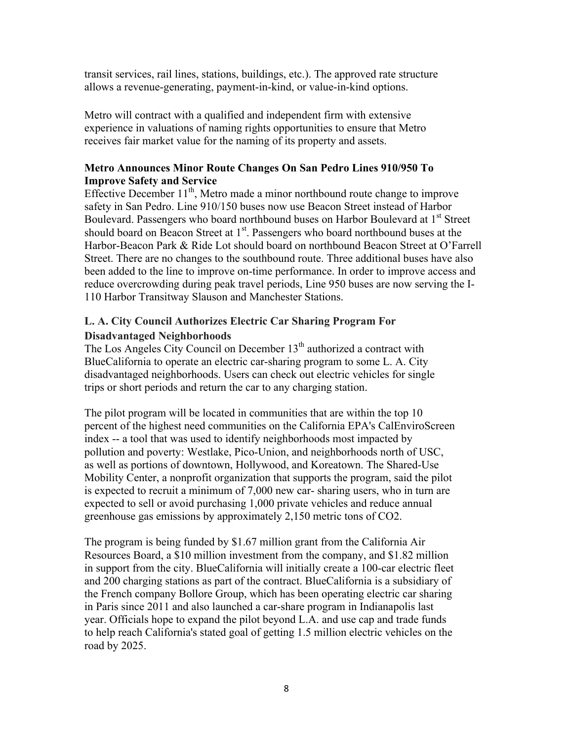transit services, rail lines, stations, buildings, etc.). The approved rate structure allows a revenue-generating, payment-in-kind, or value-in-kind options.

Metro will contract with a qualified and independent firm with extensive experience in valuations of naming rights opportunities to ensure that Metro receives fair market value for the naming of its property and assets.

**Metro Announces Minor Route Changes On San Pedro Lines 910/950 To Improve Safety and Service**

Effective December 11th, Metro made a minor northbound route change to improve safety in San Pedro. Line 910/150 buses now use Beacon Street instead of Harbor Boulevard. Passengers who board northbound buses on Harbor Boulevard at 1st Street should board on Beacon Street at 1st. Passengers who board northbound buses at the Harbor-Beacon Park & Ride Lot should board on northbound Beacon Street at O'Farrell Street. There are no changes to the southbound route. Three additional buses have also been added to the line to improve on-time performance. In order to improve access and reduce overcrowding during peak travel periods, Line 950 buses are now serving the I-110 Harbor Transitway Slauson and Manchester Stations.

**L. A. City Council Authorizes Electric Car Sharing Program For Disadvantaged Neighborhoods**

The Los Angeles City Council on December 13th authorized a contract with BlueCalifornia to operate an electric car-sharing program to some L. A. City disadvantaged neighborhoods. Users can check out electric vehicles for single trips or short periods and return the car to any charging station.

The pilot program will be located in communities that are within the top 10 percent of the highest need communities on the California EPA's CalEnviroScreen index -- a tool that was used to identify neighborhoods most impacted by pollution and poverty: Westlake, Pico-Union, and neighborhoods north of USC, as well as portions of downtown, Hollywood, and Koreatown. The Shared-Use Mobility Center, a nonprofit organization that supports the program, said the pilot is expected to recruit a minimum of 7,000 new car- sharing users, who in turn are expected to sell or avoid purchasing 1,000 private vehicles and reduce annual greenhouse gas emissions by approximately 2,150 metric tons of $CO_2$.

The program is being funded by $1.67 million grant from the California Air Resources Board, a $10 million investment from the company, and $1.82 million in support from the city. BlueCalifornia will initially create a 100-car electric fleet and 200 charging stations as part of the contract. BlueCalifornia is a subsidiary of the French company Bollore Group, which has been operating electric car sharing in Paris since 2011 and also launched a car-share program in Indianapolis last year. Officials hope to expand the pilot beyond L.A. and use cap and trade funds to help reach California's stated goal of getting 1.5 million electric vehicles on the road by 2025.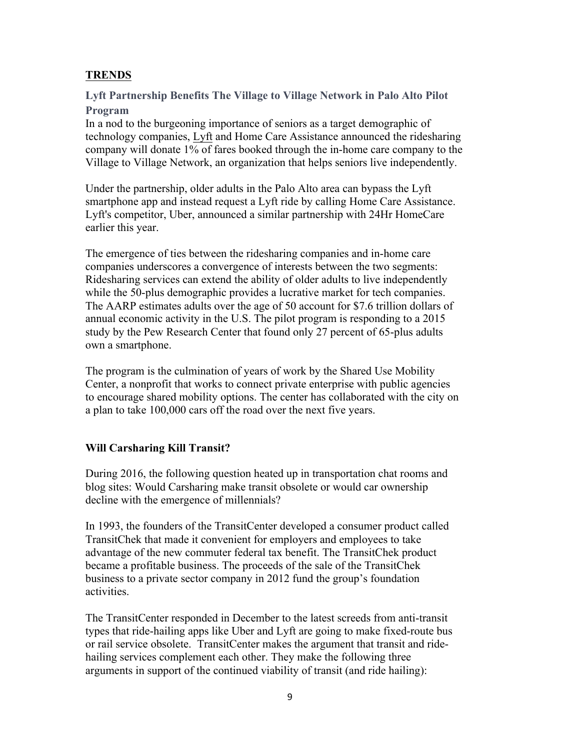## TRENDS

### Lyft Partnership Benefits The Village to Village Network in Palo Alto Pilot Program

In a nod to the burgeoning importance of seniors as a target demographic of technology companies, Lyft and Home Care Assistance announced the ridesharing company will donate 1% of fares booked through the in-home care company to the Village to Village Network, an organization that helps seniors live independently.

Under the partnership, older adults in the Palo Alto area can bypass the Lyft smartphone app and instead request a Lyft ride by calling Home Care Assistance. Lyft's competitor, Uber, announced a similar partnership with 24Hr HomeCare earlier this year.

The emergence of ties between the ridesharing companies and in-home care companies underscores a convergence of interests between the two segments: Ridesharing services can extend the ability of older adults to live independently while the 50-plus demographic provides a lucrative market for tech companies. The AARP estimates adults over the age of 50 account for $7.6 trillion dollars of annual economic activity in the U.S. The pilot program is responding to a 2015 study by the Pew Research Center that found only 27 percent of 65-plus adults own a smartphone.

The program is the culmination of years of work by the Shared Use Mobility Center, a nonprofit that works to connect private enterprise with public agencies to encourage shared mobility options. The center has collaborated with the city on a plan to take 100,000 cars off the road over the next five years.

### Will Carsharing Kill Transit?

During 2016, the following question heated up in transportation chat rooms and blog sites: Would Carsharing make transit obsolete or would car ownership decline with the emergence of millennials?

In 1993, the founders of the TransitCenter developed a consumer product called TransitChek that made it convenient for employers and employees to take advantage of the new commuter federal tax benefit. The TransitChek product became a profitable business. The proceeds of the sale of the TransitChek business to a private sector company in 2012 fund the group's foundation activities.

The TransitCenter responded in December to the latest screeds from anti-transit types that ride-hailing apps like Uber and Lyft are going to make fixed-route bus or rail service obsolete. TransitCenter makes the argument that transit and ride-hailing services complement each other. They make the following three arguments in support of the continued viability of transit (and ride hailing):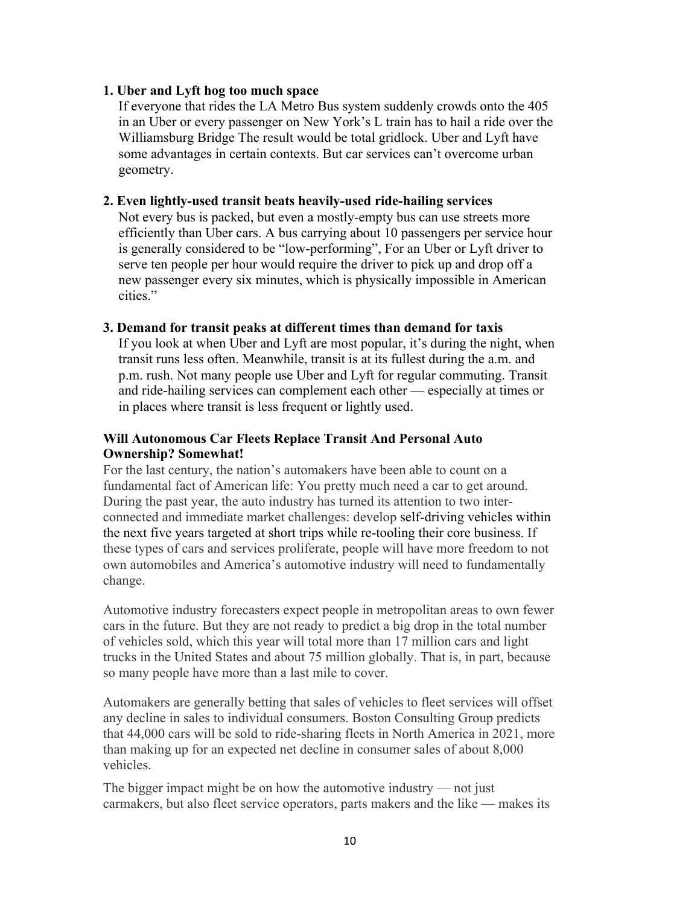**1. Uber and Lyft hog too much space**

If everyone that rides the LA Metro Bus system suddenly crowds onto the 405 in an Uber or every passenger on New York's L train has to hail a ride over the Williamsburg Bridge The result would be total gridlock. Uber and Lyft have some advantages in certain contexts. But car services can't overcome urban geometry.

**2. Even lightly-used transit beats heavily-used ride-hailing services**

Not every bus is packed, but even a mostly-empty bus can use streets more efficiently than Uber cars. A bus carrying about 10 passengers per service hour is generally considered to be "low-performing", For an Uber or Lyft driver to serve ten people per hour would require the driver to pick up and drop off a new passenger every six minutes, which is physically impossible in American cities."

**3. Demand for transit peaks at different times than demand for taxis**

If you look at when Uber and Lyft are most popular, it's during the night, when transit runs less often. Meanwhile, transit is at its fullest during the a.m. and p.m. rush. Not many people use Uber and Lyft for regular commuting. Transit and ride-hailing services can complement each other — especially at times or in places where transit is less frequent or lightly used.

**Will Autonomous Car Fleets Replace Transit And Personal Auto Ownership? Somewhat!**

For the last century, the nation's automakers have been able to count on a fundamental fact of American life: You pretty much need a car to get around. During the past year, the auto industry has turned its attention to two inter-connected and immediate market challenges: develop self-driving vehicles within the next five years targeted at short trips while re-tooling their core business. If these types of cars and services proliferate, people will have more freedom to not own automobiles and America's automotive industry will need to fundamentally change.

Automotive industry forecasters expect people in metropolitan areas to own fewer cars in the future. But they are not ready to predict a big drop in the total number of vehicles sold, which this year will total more than 17 million cars and light trucks in the United States and about 75 million globally. That is, in part, because so many people have more than a last mile to cover.

Automakers are generally betting that sales of vehicles to fleet services will offset any decline in sales to individual consumers. Boston Consulting Group predicts that 44,000 cars will be sold to ride-sharing fleets in North America in 2021, more than making up for an expected net decline in consumer sales of about 8,000 vehicles.

The bigger impact might be on how the automotive industry — not just carmakers, but also fleet service operators, parts makers and the like — makes its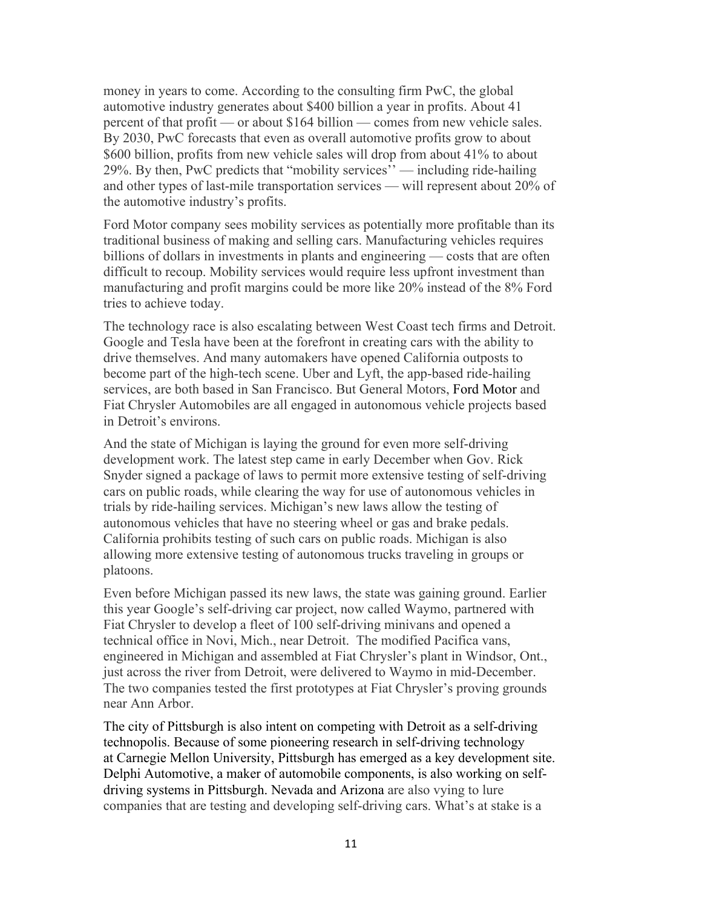money in years to come. According to the consulting firm PwC, the global automotive industry generates about $400 billion a year in profits. About 41 percent of that profit — or about $164 billion — comes from new vehicle sales. By 2030, PwC forecasts that even as overall automotive profits grow to about $600 billion, profits from new vehicle sales will drop from about 41% to about 29%. By then, PwC predicts that "mobility services'' — including ride-hailing and other types of last-mile transportation services — will represent about 20% of the automotive industry's profits.

Ford Motor company sees mobility services as potentially more profitable than its traditional business of making and selling cars. Manufacturing vehicles requires billions of dollars in investments in plants and engineering — costs that are often difficult to recoup. Mobility services would require less upfront investment than manufacturing and profit margins could be more like 20% instead of the 8% Ford tries to achieve today.

The technology race is also escalating between West Coast tech firms and Detroit. Google and Tesla have been at the forefront in creating cars with the ability to drive themselves. And many automakers have opened California outposts to become part of the high-tech scene. Uber and Lyft, the app-based ride-hailing services, are both based in San Francisco. But General Motors, Ford Motor and Fiat Chrysler Automobiles are all engaged in autonomous vehicle projects based in Detroit's environs.

And the state of Michigan is laying the ground for even more self-driving development work. The latest step came in early December when Gov. Rick Snyder signed a package of laws to permit more extensive testing of self-driving cars on public roads, while clearing the way for use of autonomous vehicles in trials by ride-hailing services. Michigan's new laws allow the testing of autonomous vehicles that have no steering wheel or gas and brake pedals. California prohibits testing of such cars on public roads. Michigan is also allowing more extensive testing of autonomous trucks traveling in groups or platoons.

Even before Michigan passed its new laws, the state was gaining ground. Earlier this year Google's self-driving car project, now called Waymo, partnered with Fiat Chrysler to develop a fleet of 100 self-driving minivans and opened a technical office in Novi, Mich., near Detroit. The modified Pacifica vans, engineered in Michigan and assembled at Fiat Chrysler's plant in Windsor, Ont., just across the river from Detroit, were delivered to Waymo in mid-December. The two companies tested the first prototypes at Fiat Chrysler's proving grounds near Ann Arbor.

The city of Pittsburgh is also intent on competing with Detroit as a self-driving technopolis. Because of some pioneering research in self-driving technology at Carnegie Mellon University, Pittsburgh has emerged as a key development site. Delphi Automotive, a maker of automobile components, is also working on self-driving systems in Pittsburgh. Nevada and Arizona are also vying to lure companies that are testing and developing self-driving cars. What's at stake is a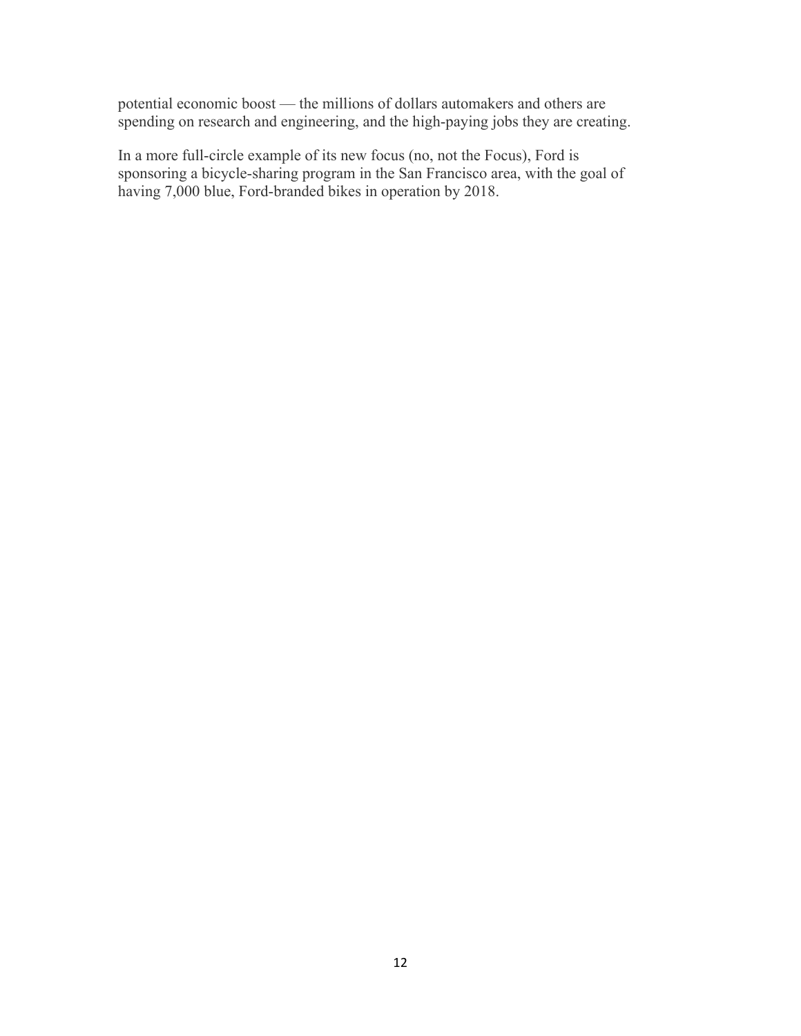potential economic boost — the millions of dollars automakers and others are spending on research and engineering, and the high-paying jobs they are creating.

In a more full-circle example of its new focus (no, not the Focus), Ford is sponsoring a bicycle-sharing program in the San Francisco area, with the goal of having 7,000 blue, Ford-branded bikes in operation by 2018.